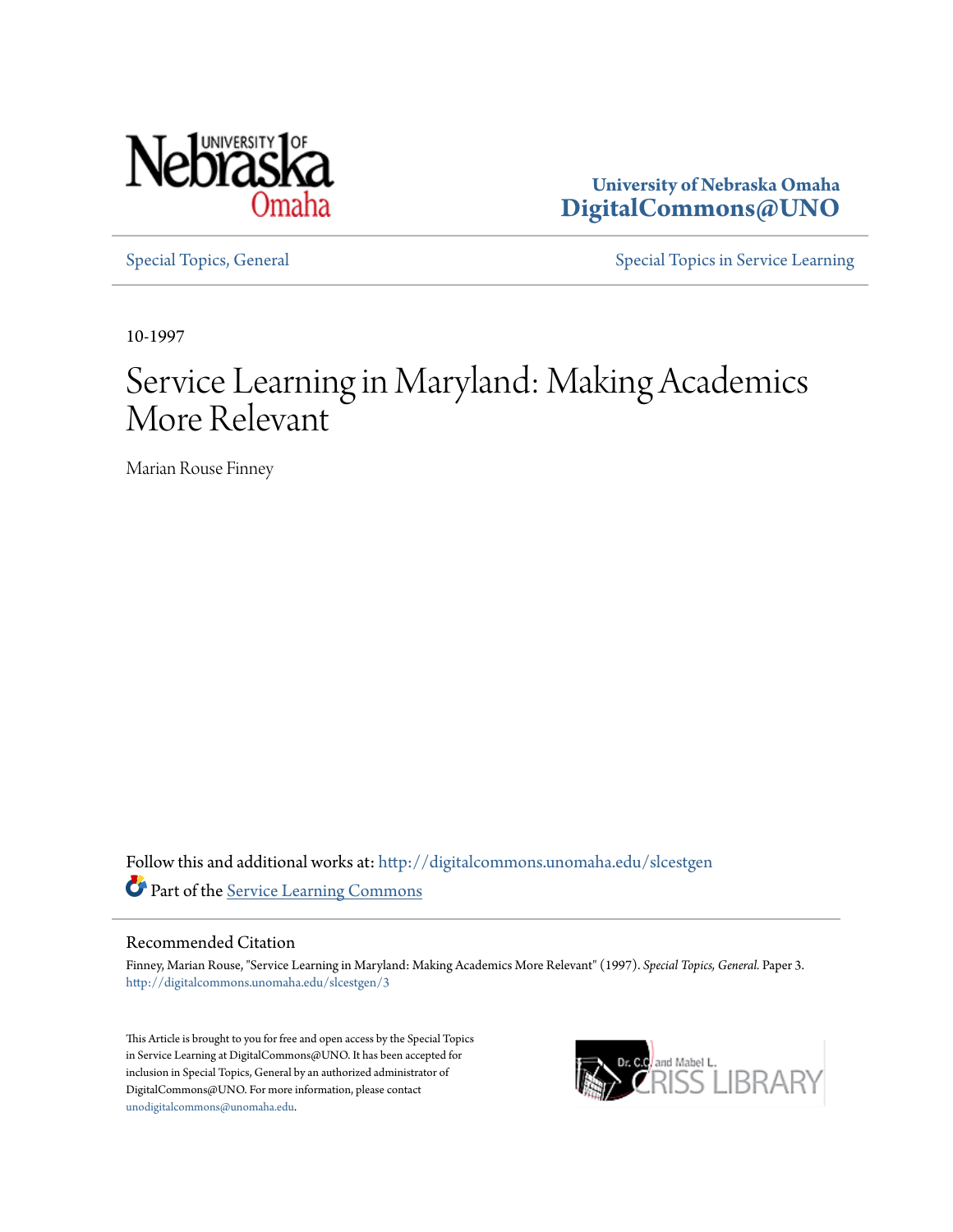University of Nebraska Omaha
DigitalCommons@UNO

Special Topics, General

Special Topics in Service Learning

10-1997

# Service Learning in Maryland: Making Academics More Relevant

Marian Rouse Finney

Follow this and additional works at: http://digitalcommons.unomaha.edu/slcestgen

Part of the Service Learning Commons

## Recommended Citation

Finney, Marian Rouse, "Service Learning in Maryland: Making Academics More Relevant" (1997). *Special Topics, General.* Paper 3.
http://digitalcommons.unomaha.edu/slcestgen/3

This Article is brought to you for free and open access by the Special Topics in Service Learning at DigitalCommons@UNO. It has been accepted for inclusion in Special Topics, General by an authorized administrator of DigitalCommons@UNO. For more information, please contact unodigitalcommons@unomaha.edu.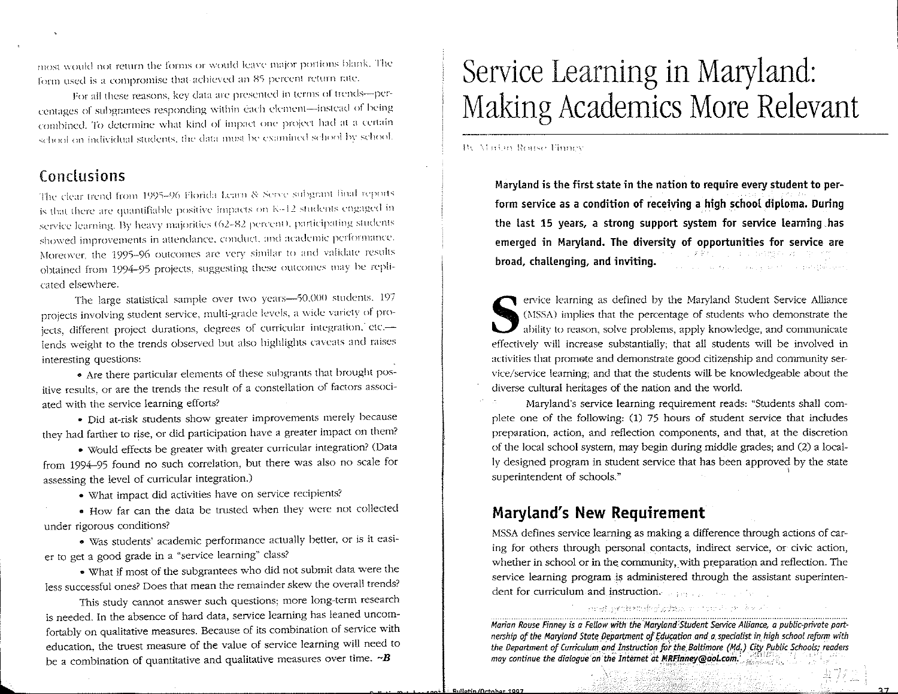most would not return the forms or would leave major portions blank. The form used is a compromise that achieved an 85 percent return rate.

For all these reasons, key data are presented in terms of trends—percentages of subgrantees responding within each element—instead of being combined. To determine what kind of impact one project had at a certain school on individual students, the data must be examined school by school.

## Conclusions

The clear trend from 1995–96 Florida Learn & Serve subgrant final reports is that there are quantifiable positive impacts on K–12 students engaged in service learning. By heavy majorities (62–82 percent), participating students showed improvements in attendance, conduct, and academic performance. Moreover, the 1995–96 outcomes are very similar to and validate results obtained from 1994–95 projects, suggesting these outcomes may be replicated elsewhere.

The large statistical sample over two years—50,000 students, 197 projects involving student service, multi-grade levels, a wide variety of projects, different project durations, degrees of curricular integration, etc.—lends weight to the trends observed but also highlights caveats and raises interesting questions:

- Are there particular elements of these subgrants that brought positive results, or are the trends the result of a constellation of factors associated with the service learning efforts?
- Did at-risk students show greater improvements merely because they had farther to rise, or did participation have a greater impact on them?
- Would effects be greater with greater curricular integration? (Data from 1994–95 found no such correlation, but there was also no scale for assessing the level of curricular integration.)
- What impact did activities have on service recipients?
- How far can the data be trusted when they were not collected under rigorous conditions?
- Was students' academic performance actually better, or is it easier to get a good grade in a "service learning" class?
- What if most of the subgrantees who did not submit data were the less successful ones? Does that mean the remainder skew the overall trends?

This study cannot answer such questions; more long-term research is needed. In the absence of hard data, service learning has leaned uncomfortably on qualitative measures. Because of its combination of service with education, the truest measure of the value of service learning will need to be a combination of quantitative and qualitative measures over time. ~B

# Service Learning in Maryland: Making Academics More Relevant

By Marian Rouse Finney

**Maryland is the first state in the nation to require every student to perform service as a condition of receiving a high school diploma. During the last 15 years, a strong support system for service learning has emerged in Maryland. The diversity of opportunities for service are broad, challenging, and inviting.**

Service learning as defined by the Maryland Student Service Alliance (MSSA) implies that the percentage of students who demonstrate the ability to reason, solve problems, apply knowledge, and communicate effectively will increase substantially; that all students will be involved in activities that promote and demonstrate good citizenship and community service/service learning; and that the students will be knowledgeable about the diverse cultural heritages of the nation and the world.

Maryland's service learning requirement reads: "Students shall complete one of the following: (1) 75 hours of student service that includes preparation, action, and reflection components, and that, at the discretion of the local school system, may begin during middle grades; and (2) a locally designed program in student service that has been approved by the state superintendent of schools."

## Maryland's New Requirement

MSSA defines service learning as making a difference through actions of caring for others through personal contacts, indirect service, or civic action, whether in school or in the community, with preparation and reflection. The service learning program is administered through the assistant superintendent for curriculum and instruction.

*Marian Rouse Finney is a Fellow with the Maryland Student Service Alliance, a public-private partnership of the Maryland State Department of Education and a specialist in high school reform with the Department of Curriculum and Instruction for the Baltimore (Md.) City Public Schools; readers may continue the dialogue on the Internet at MRFinney@aol.com.*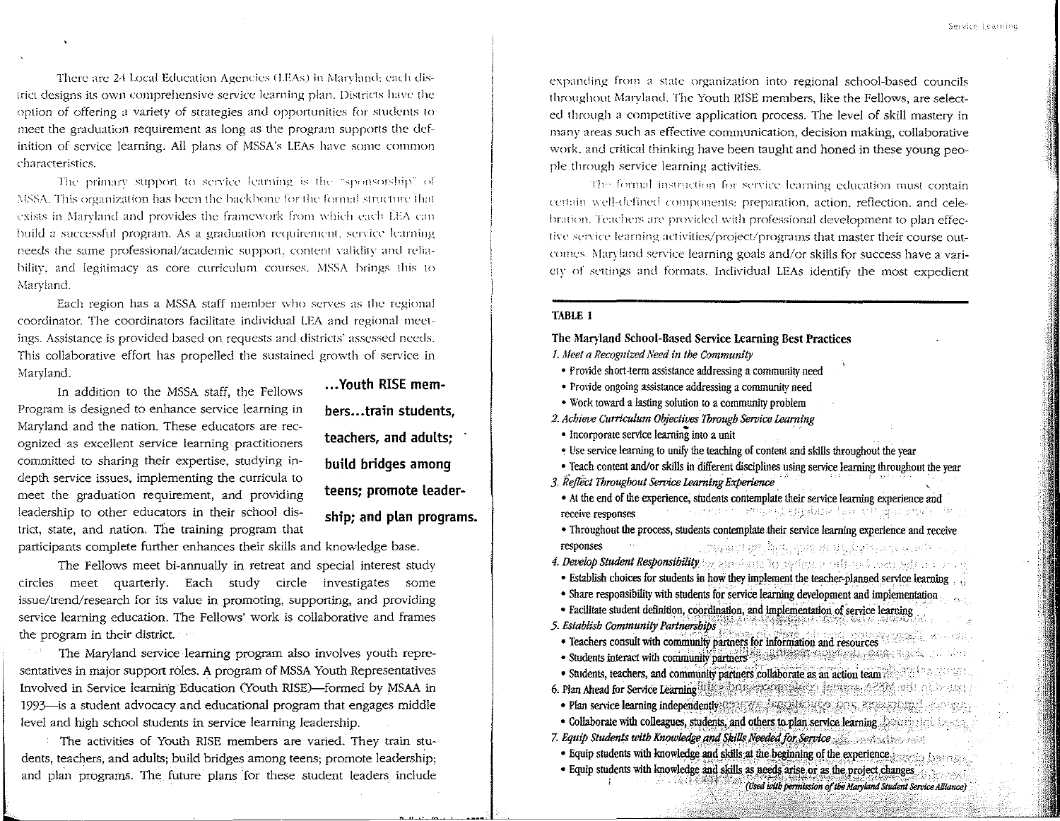There are 24 Local Education Agencies (LEAs) in Maryland; each district designs its own comprehensive service learning plan. Districts have the option of offering a variety of strategies and opportunities for students to meet the graduation requirement as long as the program supports the definition of service learning. All plans of MSSA's LEAs have some common characteristics.

The primary support to service learning is the "sponsorship" of MSSA. This organization has been the backbone for the formal structure that exists in Maryland and provides the framework from which each LEA can build a successful program. As a graduation requirement, service learning needs the same professional/academic support, content validity and reliability, and legitimacy as core curriculum courses. MSSA brings this to Maryland.

Each region has a MSSA staff member who serves as the regional coordinator. The coordinators facilitate individual LEA and regional meetings. Assistance is provided based on requests and districts' assessed needs. This collaborative effort has propelled the sustained growth of service in Maryland.

In addition to the MSSA staff, the Fellows Program is designed to enhance service learning in Maryland and the nation. These educators are recognized as excellent service learning practitioners committed to sharing their expertise, studying in-depth service issues, implementing the curricula to meet the graduation requirement, and providing leadership to other educators in their school district, state, and nation. The training program that participants complete further enhances their skills and knowledge base.

> **...Youth RISE members...train students, teachers, and adults; build bridges among teens; promote leadership; and plan programs.**

The Fellows meet bi-annually in retreat and special interest study circles meet quarterly. Each study circle investigates some issue/trend/research for its value in promoting, supporting, and providing service learning education. The Fellows' work is collaborative and frames the program in their district.

The Maryland service learning program also involves youth representatives in major support roles. A program of MSSA Youth Representatives Involved in Service learning Education (Youth RISE)—formed by MSAA in 1993—is a student advocacy and educational program that engages middle level and high school students in service learning leadership.

The activities of Youth RISE members are varied. They train students, teachers, and adults; build bridges among teens; promote leadership; and plan programs. The future plans for these student leaders include expanding from a state organization into regional school-based councils throughout Maryland. The Youth RISE members, like the Fellows, are selected through a competitive application process. The level of skill mastery in many areas such as effective communication, decision making, collaborative work, and critical thinking have been taught and honed in these young people through service learning activities.

The formal instruction for service learning education must contain certain well-defined components: preparation, action, reflection, and celebration. Teachers are provided with professional development to plan effective service learning activities/project/programs that master their course outcomes. Maryland service learning goals and/or skills for success have a variety of settings and formats. Individual LEAs identify the most expedient

**TABLE 1**

**The Maryland School-Based Service Learning Best Practices**

*1. Meet a Recognized Need in the Community*
- Provide short-term assistance addressing a community need
- Provide ongoing assistance addressing a community need
- Work toward a lasting solution to a community problem

*2. Achieve Curriculum Objectives Through Service Learning*
- Incorporate service learning into a unit
- Use service learning to unify the teaching of content and skills throughout the year
- Teach content and/or skills in different disciplines using service learning throughout the year

*3. Reflect Throughout Service Learning Experience*
- At the end of the experience, students contemplate their service learning experience and receive responses
- Throughout the process, students contemplate their service learning experience and receive responses

*4. Develop Student Responsibility*
- Establish choices for students in how they implement the teacher-planned service learning
- Share responsibility with students for service learning development and implementation
- Facilitate student definition, coordination, and implementation of service learning

*5. Establish Community Partnerships*
- Teachers consult with community partners for information and resources
- Students interact with community partners
- Students, teachers, and community partners collaborate as an action team

6. Plan Ahead for Service Learning
- Plan service learning independently
- Collaborate with colleagues, students, and others to plan service learning

*7. Equip Students with Knowledge and Skills Needed for Service*
- Equip students with knowledge and skills at the beginning of the experience
- Equip students with knowledge and skills as needs arise or as the project changes

*(Used with permission of the Maryland Student Service Alliance)*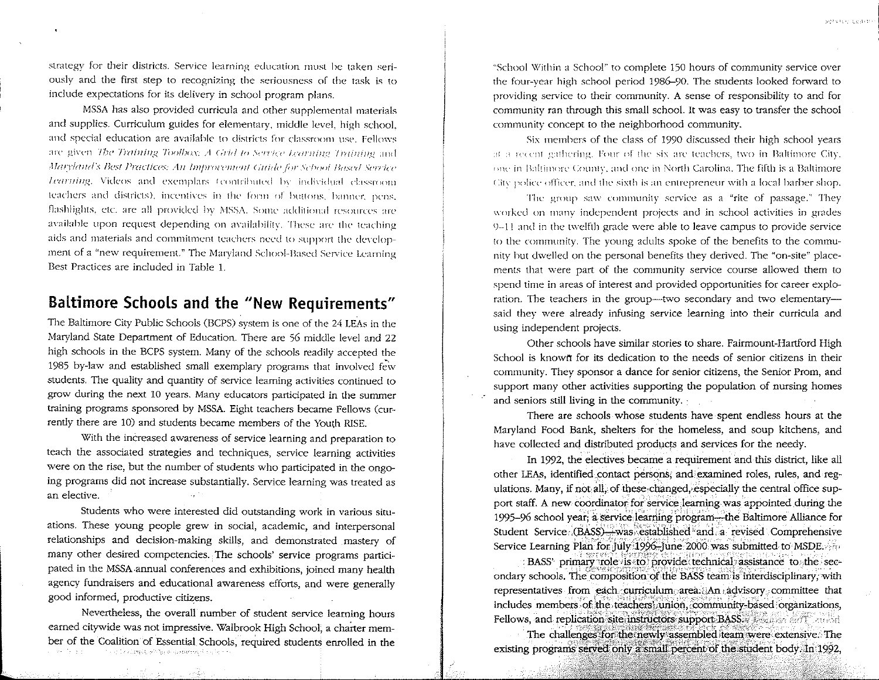strategy for their districts. Service learning education must be taken seriously and the first step to recognizing the seriousness of the task is to include expectations for its delivery in school program plans.

MSSA has also provided curricula and other supplemental materials and supplies. Curriculum guides for elementary, middle level, high school, and special education are available to districts for classroom use. Fellows are given *The Training Toolbox: A Grid to Service Learning Training* and *Maryland's Best Practices: An Improvement Guide for School Based Service Learning*. Videos and exemplars (contributed by individual classroom teachers and districts), incentives in the form of buttons, banner, pens, flashlights, etc. are all provided by MSSA. Some additional resources are available upon request depending on availability. These are the teaching aids and materials and commitment teachers need to support the development of a "new requirement." The Maryland School-Based Service Learning Best Practices are included in Table 1.

## Baltimore Schools and the "New Requirements"

The Baltimore City Public Schools (BCPS) system is one of the 24 LEAs in the Maryland State Department of Education. There are 56 middle level and 22 high schools in the BCPS system. Many of the schools readily accepted the 1985 by-law and established small exemplary programs that involved few students. The quality and quantity of service learning activities continued to grow during the next 10 years. Many educators participated in the summer training programs sponsored by MSSA. Eight teachers became Fellows (currently there are 10) and students became members of the Youth RISE.

With the increased awareness of service learning and preparation to teach the associated strategies and techniques, service learning activities were on the rise, but the number of students who participated in the ongoing programs did not increase substantially. Service learning was treated as an elective.

Students who were interested did outstanding work in various situations. These young people grew in social, academic, and interpersonal relationships and decision-making skills, and demonstrated mastery of many other desired competencies. The schools' service programs participated in the MSSA annual conferences and exhibitions, joined many health agency fundraisers and educational awareness efforts, and were generally good informed, productive citizens.

Nevertheless, the overall number of student service learning hours earned citywide was not impressive. Walbrook High School, a charter member of the Coalition of Essential Schools, required students enrolled in the "School Within a School" to complete 150 hours of community service over the four-year high school period 1986–90. The students looked forward to providing service to their community. A sense of responsibility to and for community ran through this small school. It was easy to transfer the school community concept to the neighborhood community.

Six members of the class of 1990 discussed their high school years at a recent gathering. Four of the six are teachers, two in Baltimore City, one in Baltimore County, and one in North Carolina. The fifth is a Baltimore City police officer, and the sixth is an entrepreneur with a local barber shop.

The group saw community service as a "rite of passage." They worked on many independent projects and in school activities in grades 9–11 and in the twelfth grade were able to leave campus to provide service to the community. The young adults spoke of the benefits to the community but dwelled on the personal benefits they derived. The "on-site" placements that were part of the community service course allowed them to spend time in areas of interest and provided opportunities for career exploration. The teachers in the group—two secondary and two elementary—said they were already infusing service learning into their curricula and using independent projects.

Other schools have similar stories to share. Fairmount-Hartford High School is known for its dedication to the needs of senior citizens in their community. They sponsor a dance for senior citizens, the Senior Prom, and support many other activities supporting the population of nursing homes and seniors still living in the community.

There are schools whose students have spent endless hours at the Maryland Food Bank, shelters for the homeless, and soup kitchens, and have collected and distributed products and services for the needy.

In 1992, the electives became a requirement and this district, like all other LEAs, identified contact persons, and examined roles, rules, and regulations. Many, if not all, of these changed, especially the central office support staff. A new coordinator for service learning was appointed during the 1995–96 school year; a service learning program—the Baltimore Alliance for Student Service (BASS)—was established and a revised Comprehensive Service Learning Plan for July 1996–June 2000 was submitted to MSDE.

BASS' primary role is to provide technical assistance to the secondary schools. The composition of the BASS team is interdisciplinary, with representatives from each curriculum area. An advisory committee that includes members of the teachers' union, community-based organizations, Fellows, and replication site instructors support BASS.

The challenges for the newly assembled team were extensive. The existing programs served only a small percent of the student body. In 1992,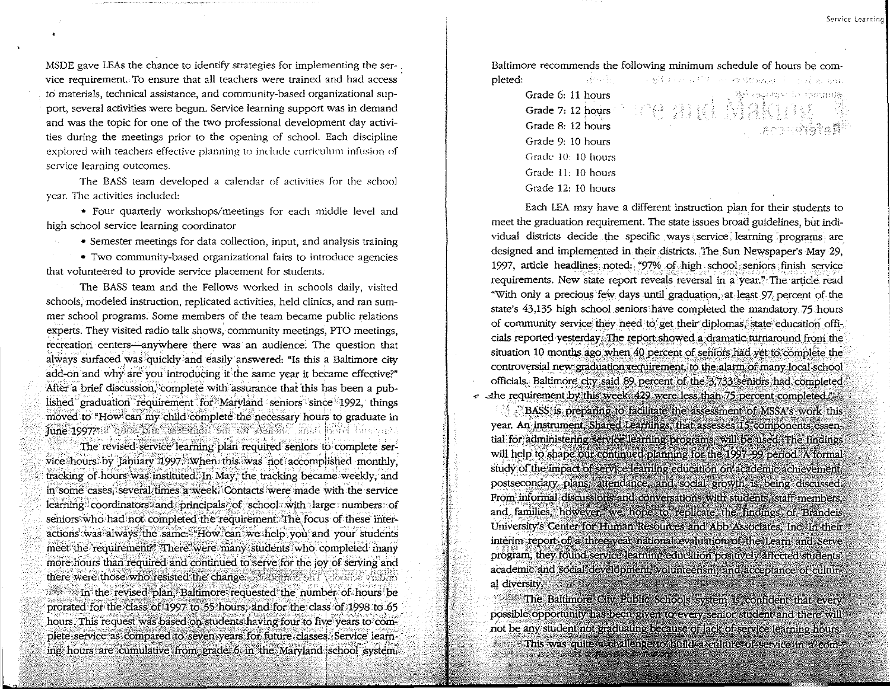MSDE gave LEAs the chance to identify strategies for implementing the service requirement. To ensure that all teachers were trained and had access to materials, technical assistance, and community-based organizational support, several activities were begun. Service learning support was in demand and was the topic for one of the two professional development day activities during the meetings prior to the opening of school. Each discipline explored with teachers effective planning to include curriculum infusion of service learning outcomes.

The BASS team developed a calendar of activities for the school year. The activities included:

- Four quarterly workshops/meetings for each middle level and high school service learning coordinator
- Semester meetings for data collection, input, and analysis training
- Two community-based organizational fairs to introduce agencies that volunteered to provide service placement for students.

The BASS team and the Fellows worked in schools daily, visited schools, modeled instruction, replicated activities, held clinics, and ran summer school programs. Some members of the team became public relations experts. They visited radio talk shows, community meetings, PTO meetings, recreation centers—anywhere there was an audience. The question that always surfaced was quickly and easily answered: "Is this a Baltimore city add-on and why are you introducing it the same year it became effective?" After a brief discussion, complete with assurance that this has been a published graduation requirement for Maryland seniors since 1992, things moved to "How can my child complete the necessary hours to graduate in June 1997?"

The revised service learning plan required seniors to complete service hours by January 1997. When this was not accomplished monthly, tracking of hours was instituted. In May, the tracking became weekly, and in some cases, several times a week. Contacts were made with the service learning coordinators and principals of school with large numbers of seniors who had not completed the requirement. The focus of these interactions was always the same: "How can we help you and your students meet the requirement?" There were many students who completed many more hours than required and continued to serve for the joy of serving and there were those who resisted the change.

In the revised plan, Baltimore requested the number of hours be prorated for the class of 1997 to 55 hours, and for the class of 1998 to 65 hours. This request was based on students having four to five years to complete service as compared to seven years for future classes. Service learning hours are cumulative from grade 6 in the Maryland school system. Baltimore recommends the following minimum schedule of hours be completed:

Grade 6: 11 hours
Grade 7: 12 hours
Grade 8: 12 hours
Grade 9: 10 hours
Grade 10: 10 hours
Grade 11: 10 hours
Grade 12: 10 hours

Each LEA may have a different instruction plan for their students to meet the graduation requirement. The state issues broad guidelines, but individual districts decide the specific ways service learning programs are designed and implemented in their districts. The Sun Newspaper's May 29, 1997, article headlines noted: "97% of high school seniors finish service requirements. New state report reveals reversal in a year." The article read "With only a precious few days until graduation, at least 97 percent of the state's 43,135 high school seniors have completed the mandatory 75 hours of community service they need to get their diplomas, state education officials reported yesterday. The report showed a dramatic turnaround from the situation 10 months ago when 40 percent of seniors had yet to complete the controversial new graduation requirement, to the alarm of many local school officials. Baltimore city said 89 percent of the 3,733 seniors had completed the requirement by this week. 429 were less than 75 percent completed."

BASS is preparing to facilitate the assessment of MSSA's work this year. An instrument, Shared Learnings, that assesses 15 components essential for administering service learning programs, will be used. The findings will help to shape our continued planning for the 1997–99 period. A formal study of the impact of service learning education on academic achievement, postsecondary plans, attendance, and social growth is being discussed. From informal discussions and conversations with students, staff members, and families, however, we hope to replicate the findings of Brandeis University's Center for Human Resources and Abb Associates, Inc. In their interim report of a three-year national evaluation of the Learn and Serve program, they found service learning education positively affected students' academic and social development, volunteerism, and acceptance of cultural diversity.

The Baltimore City Public Schools system is confident that every possible opportunity has been given to every senior student and there will not be any student not graduating because of lack of service learning hours.

This was quite a challenge to build a culture of service in a com-